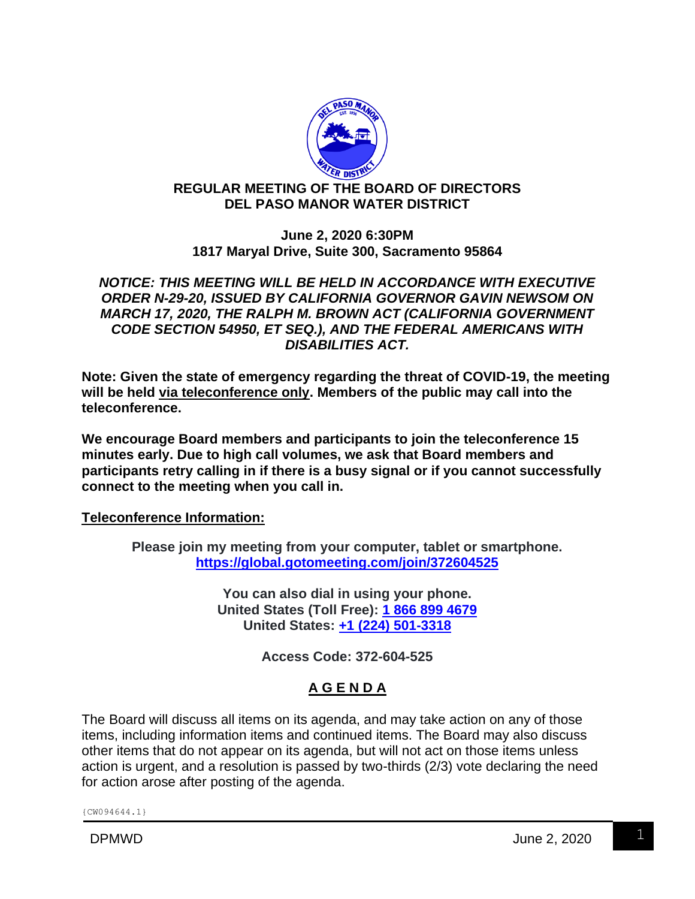# REGULAR MEETING OF THE BOARD OF DIRECTORS
# DEL PASO MANOR WATER DISTRICT

**June 2, 2020 6:30PM**
**1817 Maryal Drive, Suite 300, Sacramento 95864**

***NOTICE: THIS MEETING WILL BE HELD IN ACCORDANCE WITH EXECUTIVE ORDER N-29-20, ISSUED BY CALIFORNIA GOVERNOR GAVIN NEWSOM ON MARCH 17, 2020, THE RALPH M. BROWN ACT (CALIFORNIA GOVERNMENT CODE SECTION 54950, ET SEQ.), AND THE FEDERAL AMERICANS WITH DISABILITIES ACT.***

**Note: Given the state of emergency regarding the threat of COVID-19, the meeting will be held via teleconference only. Members of the public may call into the teleconference.**

**We encourage Board members and participants to join the teleconference 15 minutes early. Due to high call volumes, we ask that Board members and participants retry calling in if there is a busy signal or if you cannot successfully connect to the meeting when you call in.**

**Teleconference Information:**

**Please join my meeting from your computer, tablet or smartphone.**
**https://global.gotomeeting.com/join/372604525**

**You can also dial in using your phone.**
**United States (Toll Free): 1 866 899 4679**
**United States: +1 (224) 501-3318**

**Access Code: 372-604-525**

## A G E N D A

The Board will discuss all items on its agenda, and may take action on any of those items, including information items and continued items. The Board may also discuss other items that do not appear on its agenda, but will not act on those items unless action is urgent, and a resolution is passed by two-thirds (2/3) vote declaring the need for action arose after posting of the agenda.

{CW094644.1}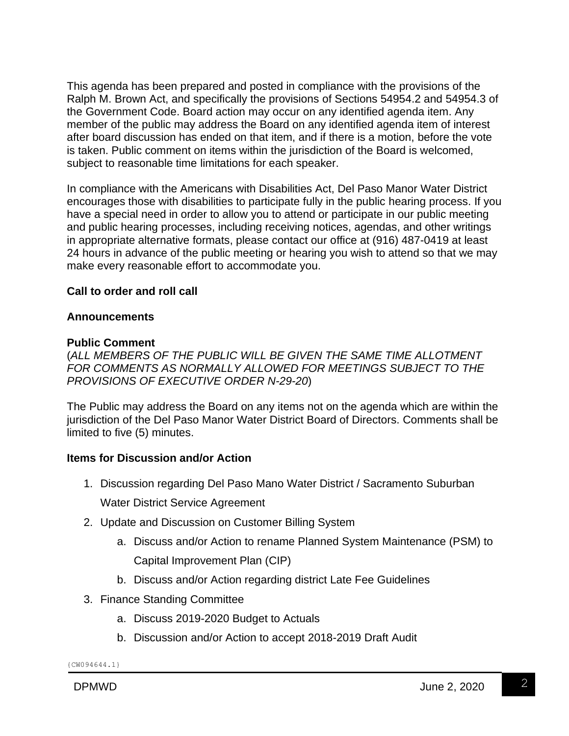This agenda has been prepared and posted in compliance with the provisions of the Ralph M. Brown Act, and specifically the provisions of Sections 54954.2 and 54954.3 of the Government Code. Board action may occur on any identified agenda item. Any member of the public may address the Board on any identified agenda item of interest after board discussion has ended on that item, and if there is a motion, before the vote is taken. Public comment on items within the jurisdiction of the Board is welcomed, subject to reasonable time limitations for each speaker.

In compliance with the Americans with Disabilities Act, Del Paso Manor Water District encourages those with disabilities to participate fully in the public hearing process. If you have a special need in order to allow you to attend or participate in our public meeting and public hearing processes, including receiving notices, agendas, and other writings in appropriate alternative formats, please contact our office at (916) 487-0419 at least 24 hours in advance of the public meeting or hearing you wish to attend so that we may make every reasonable effort to accommodate you.

**Call to order and roll call**

**Announcements**

**Public Comment**
(*ALL MEMBERS OF THE PUBLIC WILL BE GIVEN THE SAME TIME ALLOTMENT FOR COMMENTS AS NORMALLY ALLOWED FOR MEETINGS SUBJECT TO THE PROVISIONS OF EXECUTIVE ORDER N-29-20*)

The Public may address the Board on any items not on the agenda which are within the jurisdiction of the Del Paso Manor Water District Board of Directors. Comments shall be limited to five (5) minutes.

**Items for Discussion and/or Action**

1. Discussion regarding Del Paso Mano Water District / Sacramento Suburban Water District Service Agreement
2. Update and Discussion on Customer Billing System
    a. Discuss and/or Action to rename Planned System Maintenance (PSM) to Capital Improvement Plan (CIP)
    b. Discuss and/or Action regarding district Late Fee Guidelines
3. Finance Standing Committee
    a. Discuss 2019-2020 Budget to Actuals
    b. Discussion and/or Action to accept 2018-2019 Draft Audit

{CW094644.1}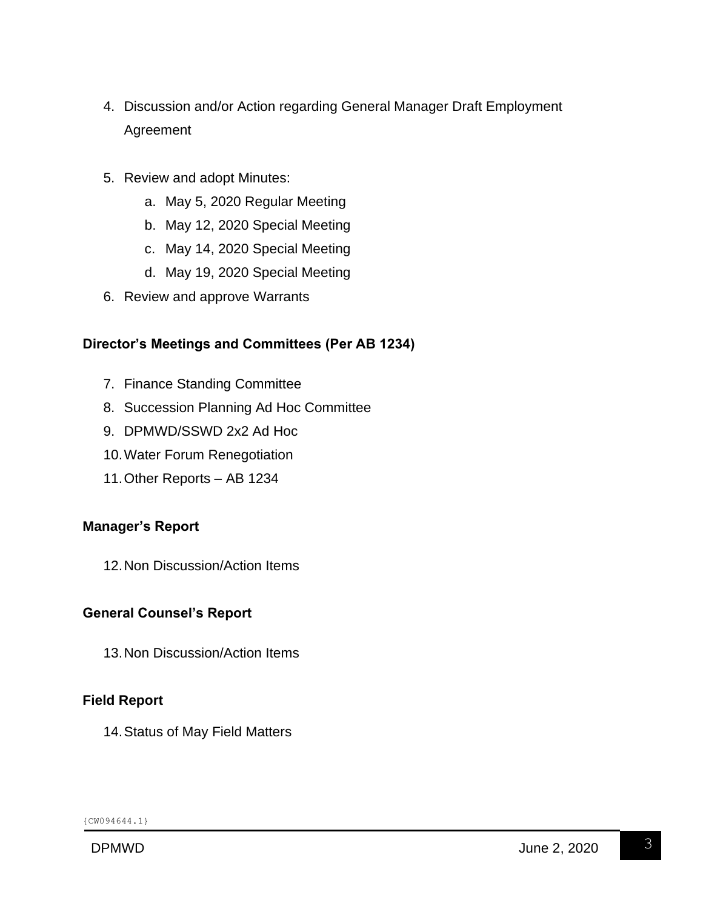4. Discussion and/or Action regarding General Manager Draft Employment Agreement

5. Review and adopt Minutes:
   a. May 5, 2020 Regular Meeting
   b. May 12, 2020 Special Meeting
   c. May 14, 2020 Special Meeting
   d. May 19, 2020 Special Meeting
6. Review and approve Warrants

**Director's Meetings and Committees (Per AB 1234)**

7. Finance Standing Committee
8. Succession Planning Ad Hoc Committee
9. DPMWD/SSWD 2x2 Ad Hoc
10. Water Forum Renegotiation
11. Other Reports – AB 1234

**Manager's Report**

12. Non Discussion/Action Items

**General Counsel's Report**

13. Non Discussion/Action Items

**Field Report**

14. Status of May Field Matters

{CW094644.1}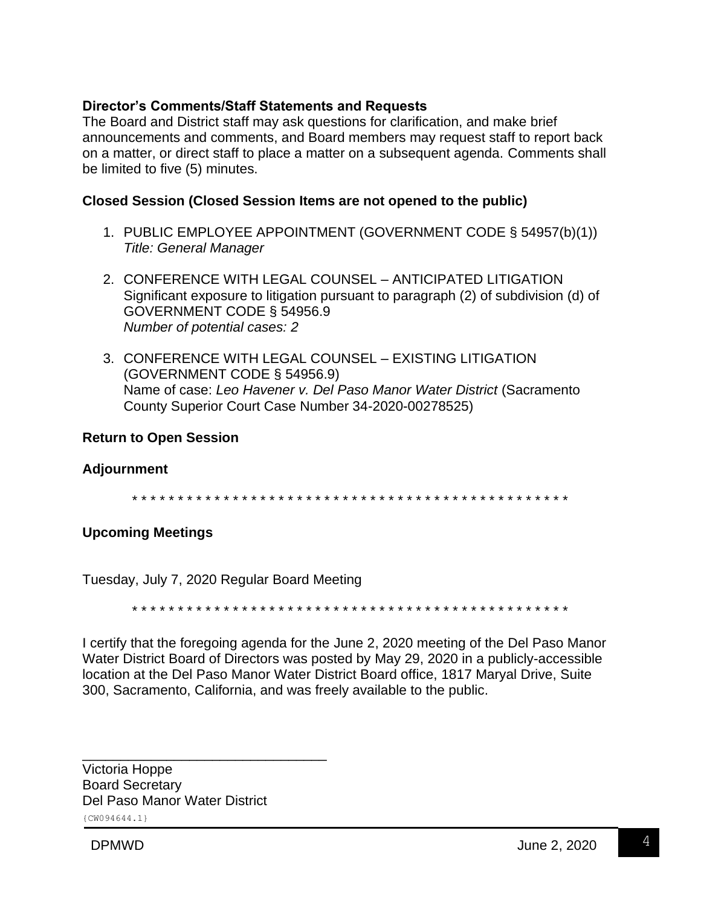**Director's Comments/Staff Statements and Requests**

The Board and District staff may ask questions for clarification, and make brief announcements and comments, and Board members may request staff to report back on a matter, or direct staff to place a matter on a subsequent agenda. Comments shall be limited to five (5) minutes.

**Closed Session (Closed Session Items are not opened to the public)**

1. PUBLIC EMPLOYEE APPOINTMENT (GOVERNMENT CODE § 54957(b)(1))
   *Title: General Manager*

2. CONFERENCE WITH LEGAL COUNSEL – ANTICIPATED LITIGATION
   Significant exposure to litigation pursuant to paragraph (2) of subdivision (d) of GOVERNMENT CODE § 54956.9
   *Number of potential cases: 2*

3. CONFERENCE WITH LEGAL COUNSEL – EXISTING LITIGATION (GOVERNMENT CODE § 54956.9)
   Name of case: *Leo Havener v. Del Paso Manor Water District* (Sacramento County Superior Court Case Number 34-2020-00278525)

**Return to Open Session**

**Adjournment**

* * * * * * * * * * * * * * * * * * * * * * * * * * * * * * * * * * * * * * * * * * * * * * * * *

**Upcoming Meetings**

Tuesday, July 7, 2020 Regular Board Meeting

* * * * * * * * * * * * * * * * * * * * * * * * * * * * * * * * * * * * * * * * * * * * * * * * *

I certify that the foregoing agenda for the June 2, 2020 meeting of the Del Paso Manor Water District Board of Directors was posted by May 29, 2020 in a publicly-accessible location at the Del Paso Manor Water District Board office, 1817 Maryal Drive, Suite 300, Sacramento, California, and was freely available to the public.

\_\_\_\_\_\_\_\_\_\_\_\_\_\_\_\_\_\_\_\_\_\_\_\_\_\_\_\_\_\_\_\_

Victoria Hoppe
Board Secretary
Del Paso Manor Water District

{CW094644.1}